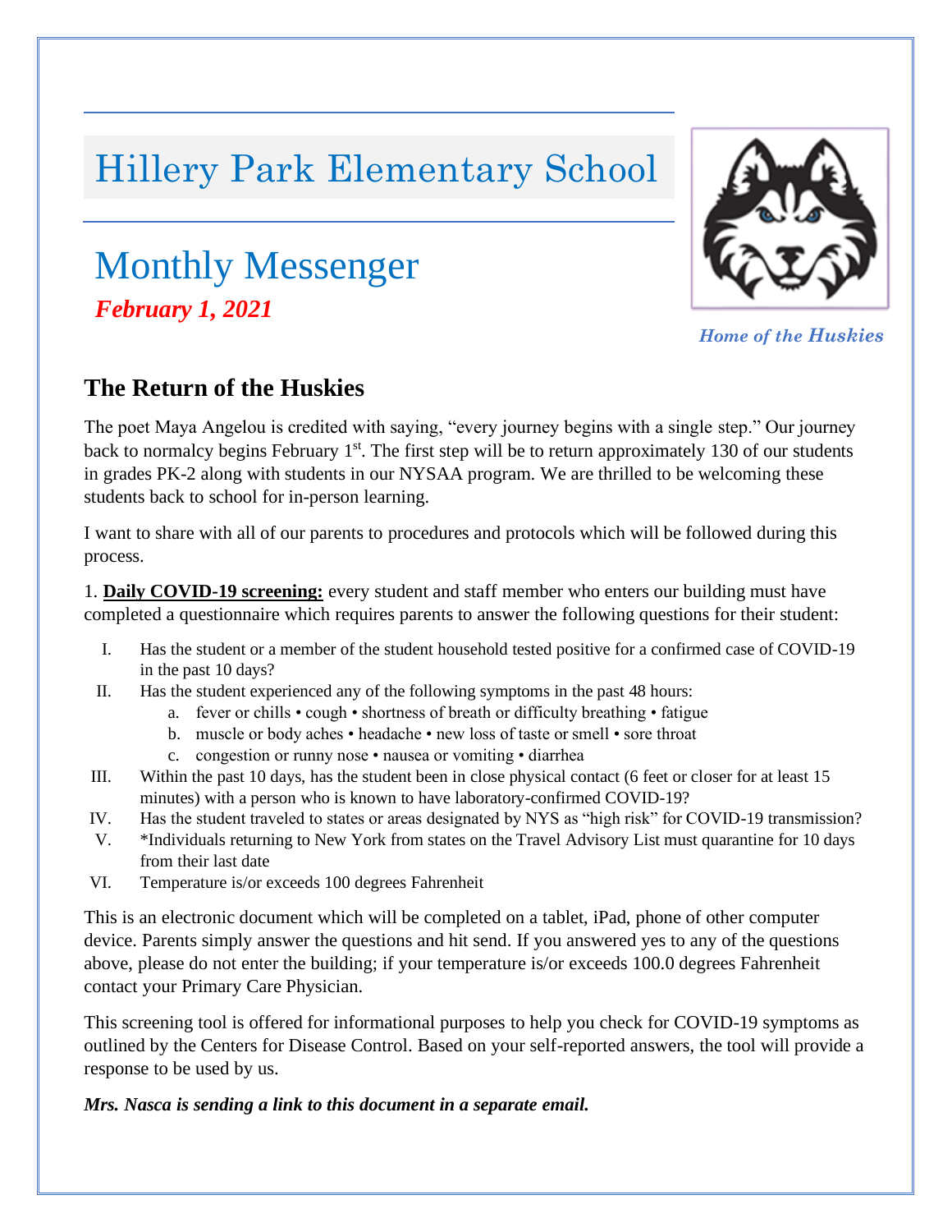# Hillery Park Elementary School

## Monthly Messenger

***February 1, 2021***

*Home of the Huskies*

## The Return of the Huskies

The poet Maya Angelou is credited with saying, "every journey begins with a single step." Our journey back to normalcy begins February 1st. The first step will be to return approximately 130 of our students in grades PK-2 along with students in our NYSAA program. We are thrilled to be welcoming these students back to school for in-person learning.

I want to share with all of our parents to procedures and protocols which will be followed during this process.

1. **Daily COVID-19 screening:** every student and staff member who enters our building must have completed a questionnaire which requires parents to answer the following questions for their student:

I. Has the student or a member of the student household tested positive for a confirmed case of COVID-19 in the past 10 days?

II. Has the student experienced any of the following symptoms in the past 48 hours:
   a. fever or chills • cough • shortness of breath or difficulty breathing • fatigue
   b. muscle or body aches • headache • new loss of taste or smell • sore throat
   c. congestion or runny nose • nausea or vomiting • diarrhea

III. Within the past 10 days, has the student been in close physical contact (6 feet or closer for at least 15 minutes) with a person who is known to have laboratory-confirmed COVID-19?

IV. Has the student traveled to states or areas designated by NYS as "high risk" for COVID-19 transmission?

V. *Individuals returning to New York from states on the Travel Advisory List must quarantine for 10 days from their last date

VI. Temperature is/or exceeds 100 degrees Fahrenheit

This is an electronic document which will be completed on a tablet, iPad, phone of other computer device. Parents simply answer the questions and hit send. If you answered yes to any of the questions above, please do not enter the building; if your temperature is/or exceeds 100.0 degrees Fahrenheit contact your Primary Care Physician.

This screening tool is offered for informational purposes to help you check for COVID-19 symptoms as outlined by the Centers for Disease Control. Based on your self-reported answers, the tool will provide a response to be used by us.

***Mrs. Nasca is sending a link to this document in a separate email.***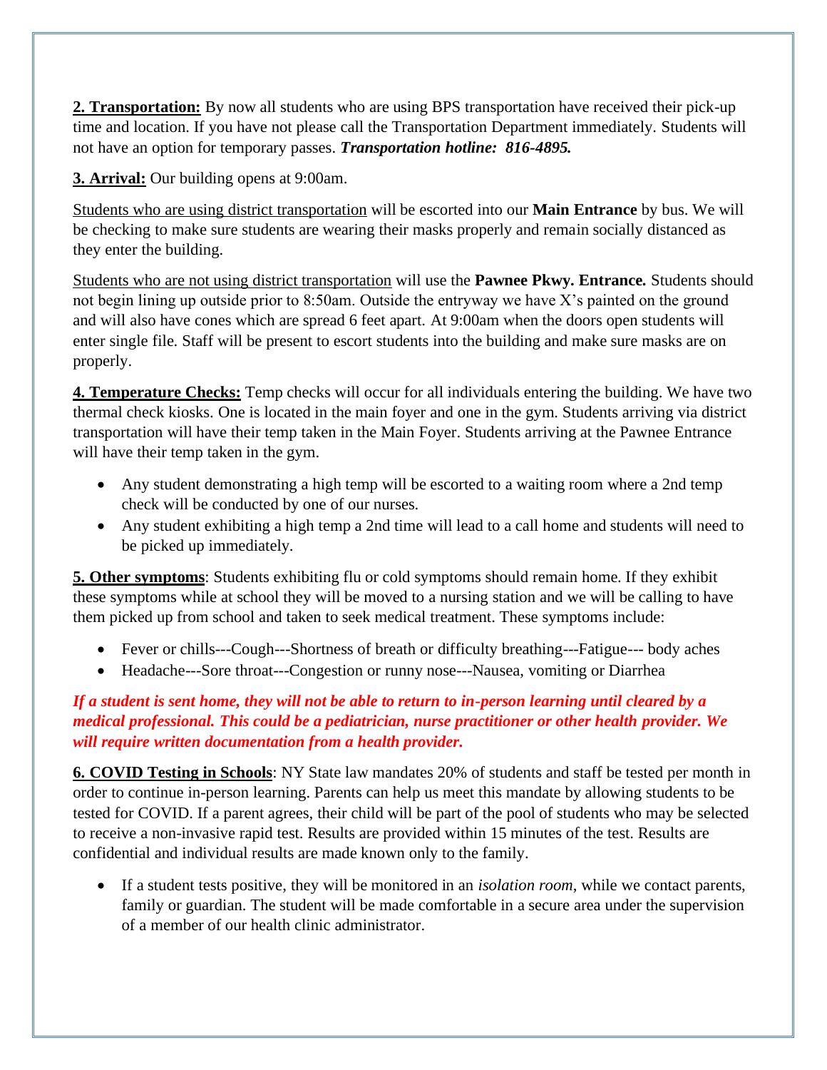**2. Transportation:** By now all students who are using BPS transportation have received their pick-up time and location. If you have not please call the Transportation Department immediately. Students will not have an option for temporary passes. ***Transportation hotline: 816-4895.***

**3. Arrival:** Our building opens at 9:00am.

Students who are using district transportation will be escorted into our **Main Entrance** by bus. We will be checking to make sure students are wearing their masks properly and remain socially distanced as they enter the building.

Students who are not using district transportation will use the **Pawnee Pkwy. Entrance.** Students should not begin lining up outside prior to 8:50am. Outside the entryway we have X's painted on the ground and will also have cones which are spread 6 feet apart. At 9:00am when the doors open students will enter single file. Staff will be present to escort students into the building and make sure masks are on properly.

**4. Temperature Checks:** Temp checks will occur for all individuals entering the building. We have two thermal check kiosks. One is located in the main foyer and one in the gym. Students arriving via district transportation will have their temp taken in the Main Foyer. Students arriving at the Pawnee Entrance will have their temp taken in the gym.

- Any student demonstrating a high temp will be escorted to a waiting room where a 2nd temp check will be conducted by one of our nurses.
- Any student exhibiting a high temp a 2nd time will lead to a call home and students will need to be picked up immediately.

**5. Other symptoms**: Students exhibiting flu or cold symptoms should remain home. If they exhibit these symptoms while at school they will be moved to a nursing station and we will be calling to have them picked up from school and taken to seek medical treatment. These symptoms include:

- Fever or chills---Cough---Shortness of breath or difficulty breathing---Fatigue--- body aches
- Headache---Sore throat---Congestion or runny nose---Nausea, vomiting or Diarrhea

***If a student is sent home, they will not be able to return to in-person learning until cleared by a medical professional. This could be a pediatrician, nurse practitioner or other health provider. We will require written documentation from a health provider.***

**6. COVID Testing in Schools**: NY State law mandates 20% of students and staff be tested per month in order to continue in-person learning. Parents can help us meet this mandate by allowing students to be tested for COVID. If a parent agrees, their child will be part of the pool of students who may be selected to receive a non-invasive rapid test. Results are provided within 15 minutes of the test. Results are confidential and individual results are made known only to the family.

- If a student tests positive, they will be monitored in an *isolation room*, while we contact parents, family or guardian. The student will be made comfortable in a secure area under the supervision of a member of our health clinic administrator.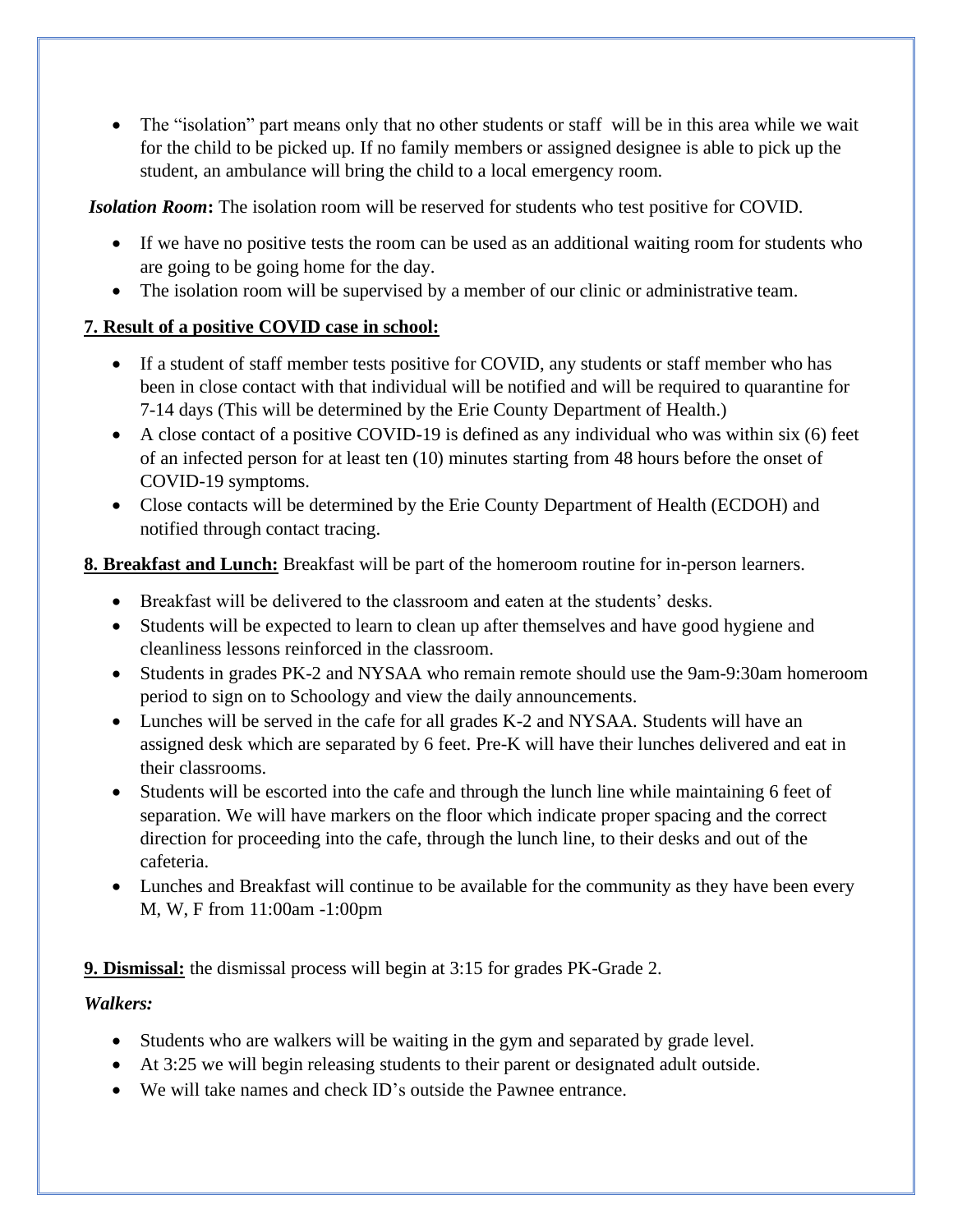- The "isolation" part means only that no other students or staff will be in this area while we wait for the child to be picked up. If no family members or assigned designee is able to pick up the student, an ambulance will bring the child to a local emergency room.

***Isolation Room*:** The isolation room will be reserved for students who test positive for COVID.

- If we have no positive tests the room can be used as an additional waiting room for students who are going to be going home for the day.
- The isolation room will be supervised by a member of our clinic or administrative team.

**7. Result of a positive COVID case in school:**

- If a student of staff member tests positive for COVID, any students or staff member who has been in close contact with that individual will be notified and will be required to quarantine for 7-14 days (This will be determined by the Erie County Department of Health.)
- A close contact of a positive COVID-19 is defined as any individual who was within six (6) feet of an infected person for at least ten (10) minutes starting from 48 hours before the onset of COVID-19 symptoms.
- Close contacts will be determined by the Erie County Department of Health (ECDOH) and notified through contact tracing.

**8. Breakfast and Lunch:** Breakfast will be part of the homeroom routine for in-person learners.

- Breakfast will be delivered to the classroom and eaten at the students' desks.
- Students will be expected to learn to clean up after themselves and have good hygiene and cleanliness lessons reinforced in the classroom.
- Students in grades PK-2 and NYSAA who remain remote should use the 9am-9:30am homeroom period to sign on to Schoology and view the daily announcements.
- Lunches will be served in the cafe for all grades K-2 and NYSAA. Students will have an assigned desk which are separated by 6 feet. Pre-K will have their lunches delivered and eat in their classrooms.
- Students will be escorted into the cafe and through the lunch line while maintaining 6 feet of separation. We will have markers on the floor which indicate proper spacing and the correct direction for proceeding into the cafe, through the lunch line, to their desks and out of the cafeteria.
- Lunches and Breakfast will continue to be available for the community as they have been every M, W, F from 11:00am -1:00pm

**9. Dismissal:** the dismissal process will begin at 3:15 for grades PK-Grade 2.

***Walkers:***

- Students who are walkers will be waiting in the gym and separated by grade level.
- At 3:25 we will begin releasing students to their parent or designated adult outside.
- We will take names and check ID's outside the Pawnee entrance.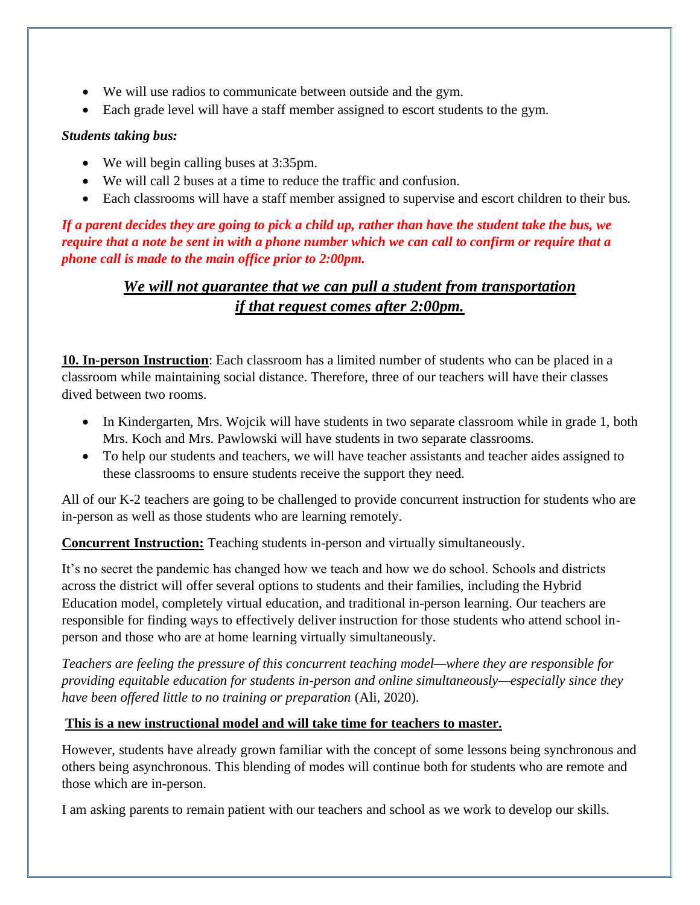- We will use radios to communicate between outside and the gym.
- Each grade level will have a staff member assigned to escort students to the gym.

***Students taking bus:***

- We will begin calling buses at 3:35pm.
- We will call 2 buses at a time to reduce the traffic and confusion.
- Each classrooms will have a staff member assigned to supervise and escort children to their bus.

***If a parent decides they are going to pick a child up, rather than have the student take the bus, we require that a note be sent in with a phone number which we can call to confirm or require that a phone call is made to the main office prior to 2:00pm.***

***<u>We will not guarantee that we can pull a student from transportation if that request comes after 2:00pm.</u>***

**<u>10. In-person Instruction</u>**: Each classroom has a limited number of students who can be placed in a classroom while maintaining social distance. Therefore, three of our teachers will have their classes dived between two rooms.

- In Kindergarten, Mrs. Wojcik will have students in two separate classroom while in grade 1, both Mrs. Koch and Mrs. Pawlowski will have students in two separate classrooms.
- To help our students and teachers, we will have teacher assistants and teacher aides assigned to these classrooms to ensure students receive the support they need.

All of our K-2 teachers are going to be challenged to provide concurrent instruction for students who are in-person as well as those students who are learning remotely.

**<u>Concurrent Instruction:</u>** Teaching students in-person and virtually simultaneously.

It's no secret the pandemic has changed how we teach and how we do school. Schools and districts across the district will offer several options to students and their families, including the Hybrid Education model, completely virtual education, and traditional in-person learning. Our teachers are responsible for finding ways to effectively deliver instruction for those students who attend school in-person and those who are at home learning virtually simultaneously.

*Teachers are feeling the pressure of this concurrent teaching model—where they are responsible for providing equitable education for students in-person and online simultaneously—especially since they have been offered little to no training or preparation* (Ali, 2020).

**<u>This is a new instructional model and will take time for teachers to master.</u>**

However, students have already grown familiar with the concept of some lessons being synchronous and others being asynchronous. This blending of modes will continue both for students who are remote and those which are in-person.

I am asking parents to remain patient with our teachers and school as we work to develop our skills.